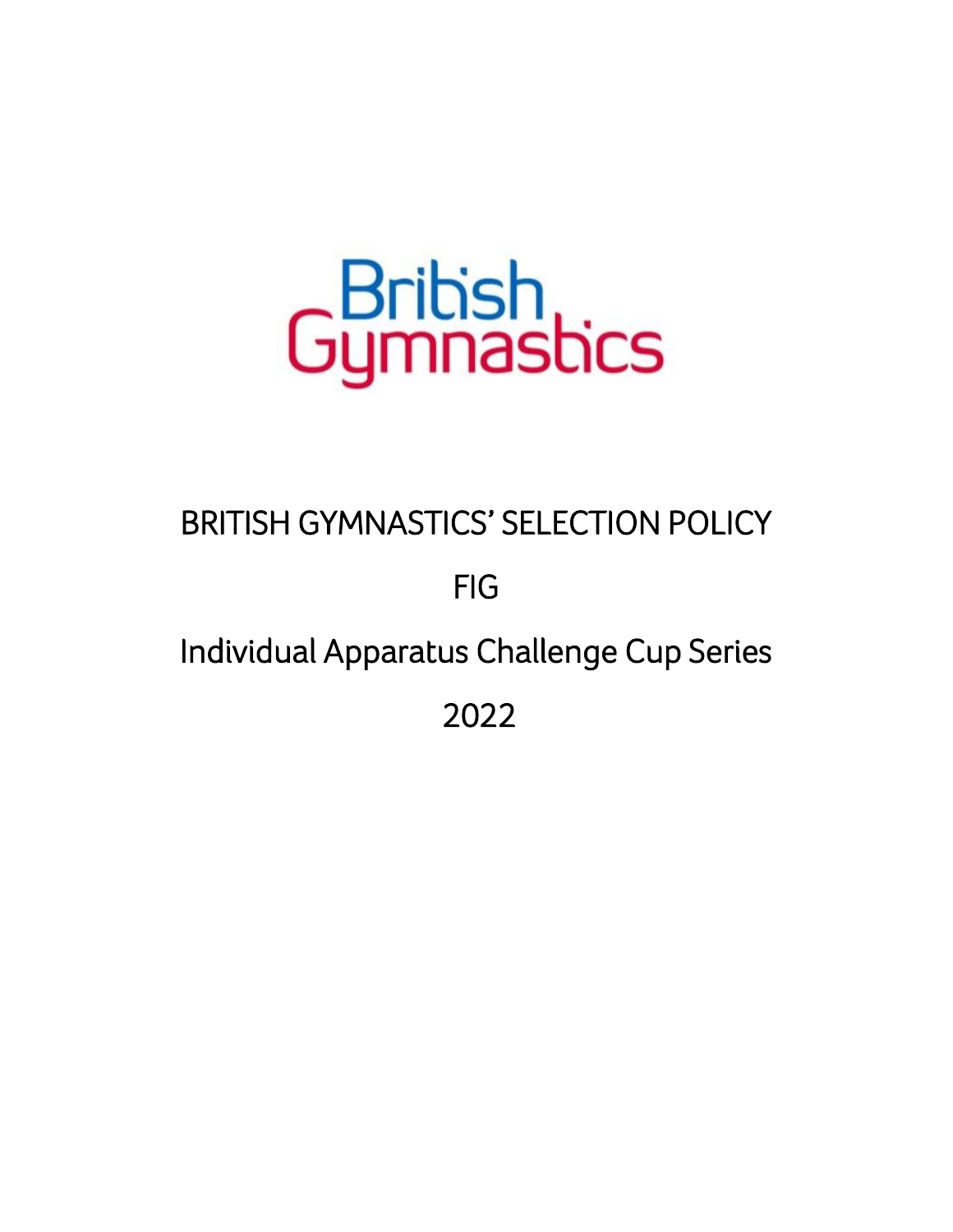British Gymnastics

# BRITISH GYMNASTICS' SELECTION POLICY

# FIG

# Individual Apparatus Challenge Cup Series

# 2022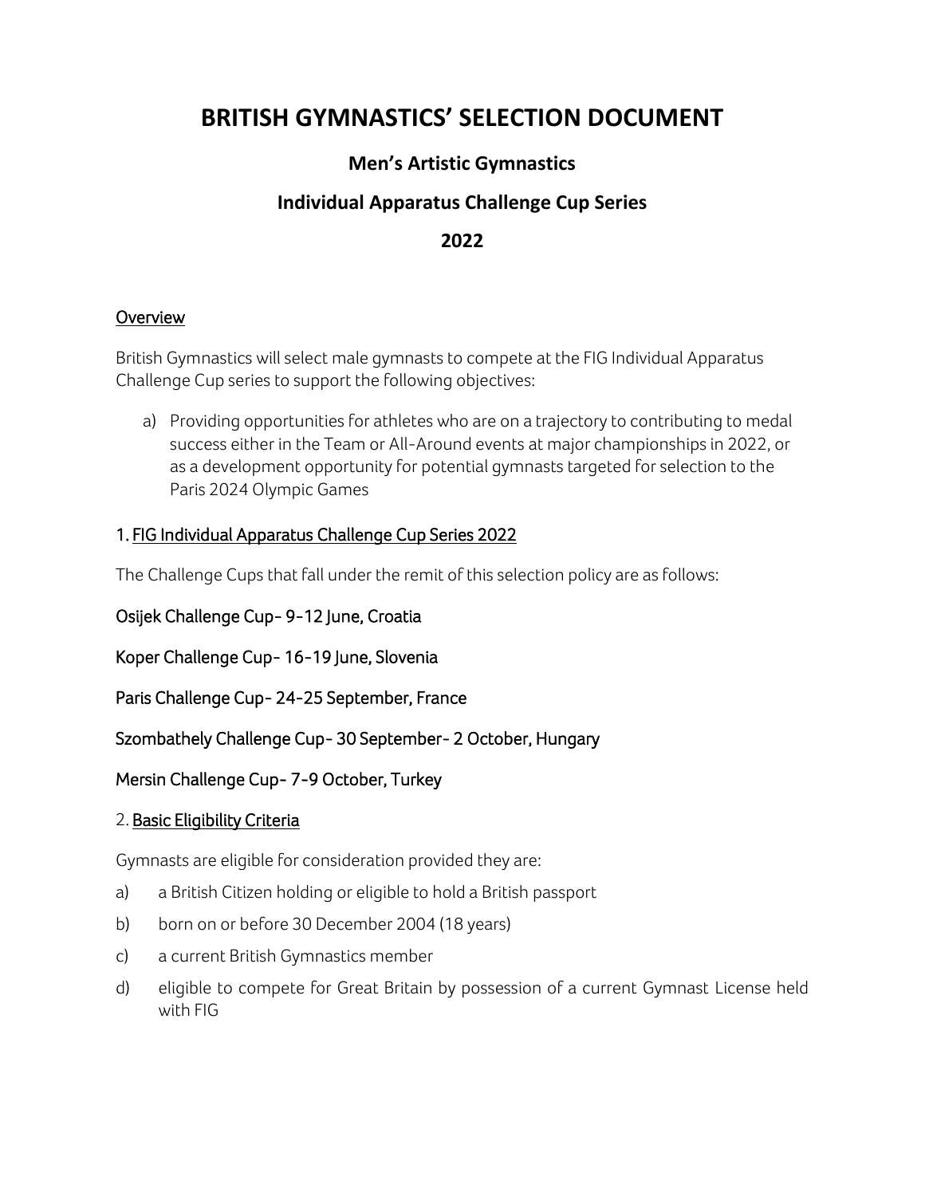# BRITISH GYMNASTICS' SELECTION DOCUMENT

## Men's Artistic Gymnastics

## Individual Apparatus Challenge Cup Series

## 2022

### Overview

British Gymnastics will select male gymnasts to compete at the FIG Individual Apparatus Challenge Cup series to support the following objectives:

a) Providing opportunities for athletes who are on a trajectory to contributing to medal success either in the Team or All-Around events at major championships in 2022, or as a development opportunity for potential gymnasts targeted for selection to the Paris 2024 Olympic Games

### 1. FIG Individual Apparatus Challenge Cup Series 2022

The Challenge Cups that fall under the remit of this selection policy are as follows:

Osijek Challenge Cup- 9-12 June, Croatia

Koper Challenge Cup- 16-19 June, Slovenia

Paris Challenge Cup- 24-25 September, France

Szombathely Challenge Cup- 30 September- 2 October, Hungary

Mersin Challenge Cup- 7-9 October, Turkey

### 2. Basic Eligibility Criteria

Gymnasts are eligible for consideration provided they are:

a) a British Citizen holding or eligible to hold a British passport

b) born on or before 30 December 2004 (18 years)

c) a current British Gymnastics member

d) eligible to compete for Great Britain by possession of a current Gymnast License held with FIG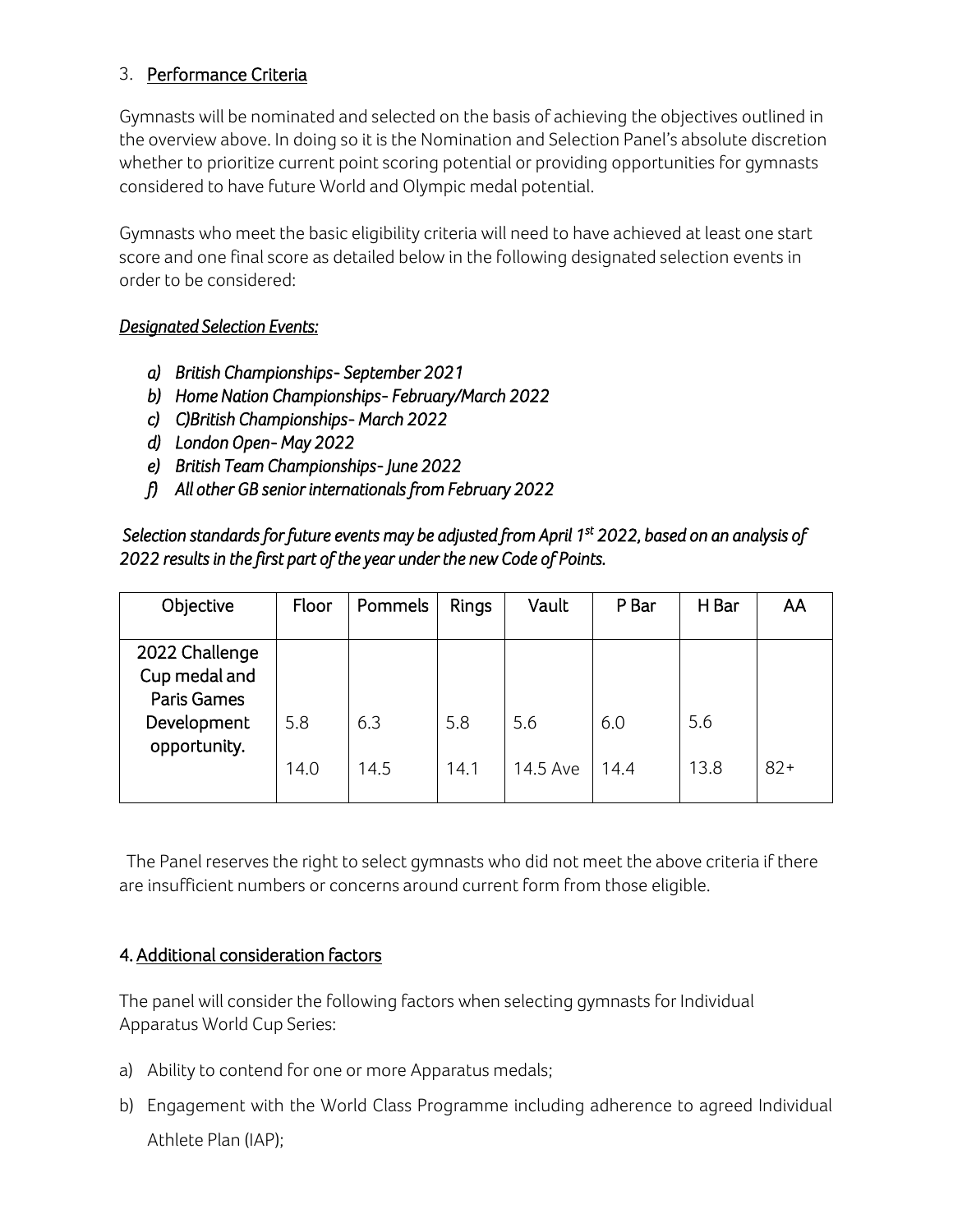## 3. Performance Criteria

Gymnasts will be nominated and selected on the basis of achieving the objectives outlined in the overview above. In doing so it is the Nomination and Selection Panel's absolute discretion whether to prioritize current point scoring potential or providing opportunities for gymnasts considered to have future World and Olympic medal potential.

Gymnasts who meet the basic eligibility criteria will need to have achieved at least one start score and one final score as detailed below in the following designated selection events in order to be considered:

***Designated Selection Events:***

- *a) British Championships- September 2021*
- *b) Home Nation Championships- February/March 2022*
- *c) C)British Championships- March 2022*
- *d) London Open- May 2022*
- *e) British Team Championships- June 2022*
- *f) All other GB senior internationals from February 2022*

*Selection standards for future events may be adjusted from April 1st 2022, based on an analysis of 2022 results in the first part of the year under the new Code of Points.*

| Objective | Floor | Pommels | Rings | Vault | P Bar | H Bar | AA |
|---|---|---|---|---|---|---|---|
| 2022 Challenge Cup medal and Paris Games Development opportunity. | 5.8<br>14.0 | 6.3<br>14.5 | 5.8<br>14.1 | 5.6<br>14.5 Ave | 6.0<br>14.4 | 5.6<br>13.8 | 82+ |

The Panel reserves the right to select gymnasts who did not meet the above criteria if there are insufficient numbers or concerns around current form from those eligible.

## 4. Additional consideration factors

The panel will consider the following factors when selecting gymnasts for Individual Apparatus World Cup Series:

a) Ability to contend for one or more Apparatus medals;

b) Engagement with the World Class Programme including adherence to agreed Individual Athlete Plan (IAP);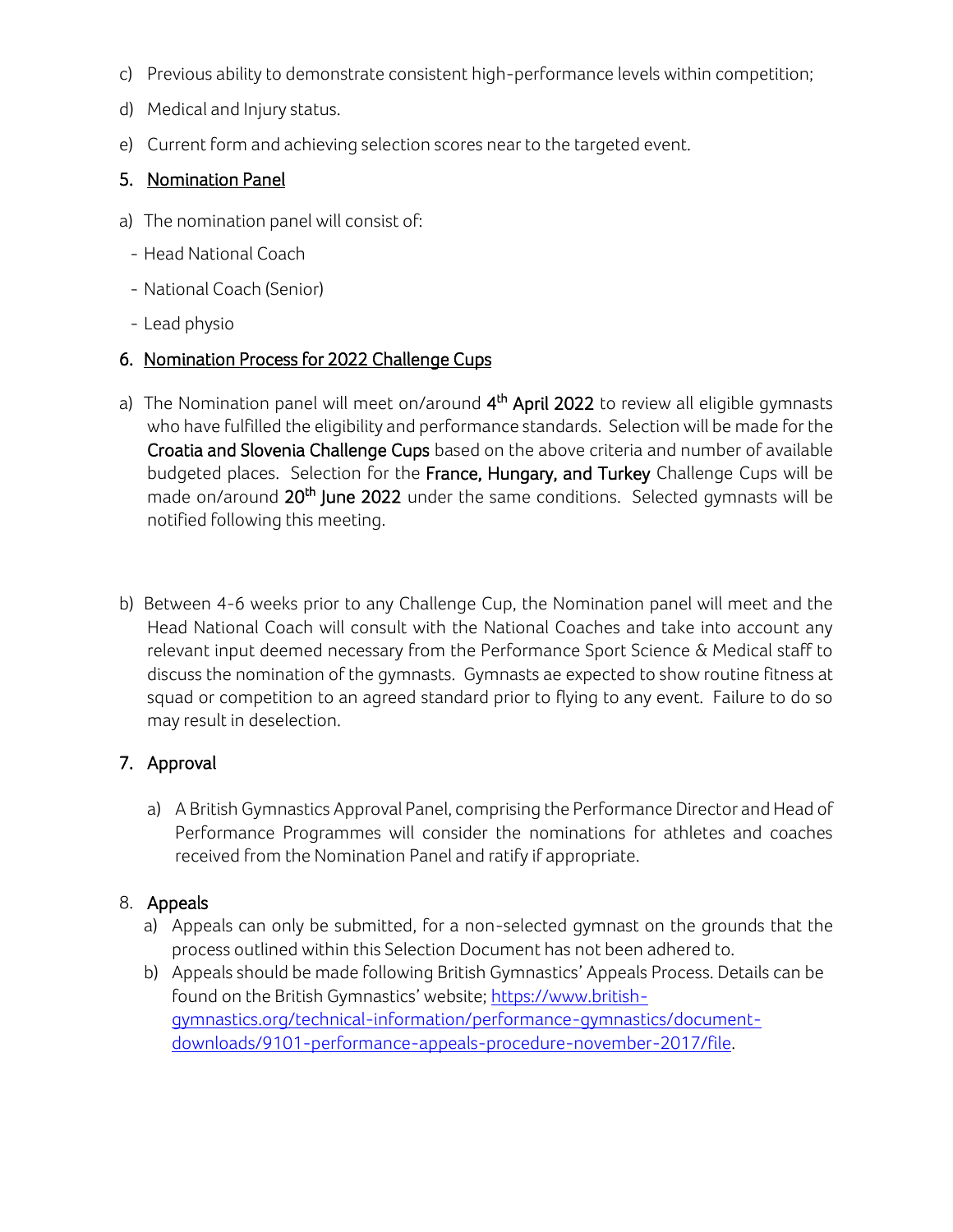c) Previous ability to demonstrate consistent high-performance levels within competition;

d) Medical and Injury status.

e) Current form and achieving selection scores near to the targeted event.

## 5. Nomination Panel

a) The nomination panel will consist of:

- Head National Coach
- National Coach (Senior)
- Lead physio

## 6. Nomination Process for 2022 Challenge Cups

a) The Nomination panel will meet on/around **4th April 2022** to review all eligible gymnasts who have fulfilled the eligibility and performance standards. Selection will be made for the **Croatia and Slovenia Challenge Cups** based on the above criteria and number of available budgeted places. Selection for the **France, Hungary, and Turkey** Challenge Cups will be made on/around **20th June 2022** under the same conditions. Selected gymnasts will be notified following this meeting.

b) Between 4-6 weeks prior to any Challenge Cup, the Nomination panel will meet and the Head National Coach will consult with the National Coaches and take into account any relevant input deemed necessary from the Performance Sport Science & Medical staff to discuss the nomination of the gymnasts. Gymnasts ae expected to show routine fitness at squad or competition to an agreed standard prior to flying to any event. Failure to do so may result in deselection.

## 7. Approval

a) A British Gymnastics Approval Panel, comprising the Performance Director and Head of Performance Programmes will consider the nominations for athletes and coaches received from the Nomination Panel and ratify if appropriate.

## 8. Appeals

a) Appeals can only be submitted, for a non-selected gymnast on the grounds that the process outlined within this Selection Document has not been adhered to.

b) Appeals should be made following British Gymnastics' Appeals Process. Details can be found on the British Gymnastics' website; [https://www.british-gymnastics.org/technical-information/performance-gymnastics/document-downloads/9101-performance-appeals-procedure-november-2017/file](https://www.british-gymnastics.org/technical-information/performance-gymnastics/document-downloads/9101-performance-appeals-procedure-november-2017/file).